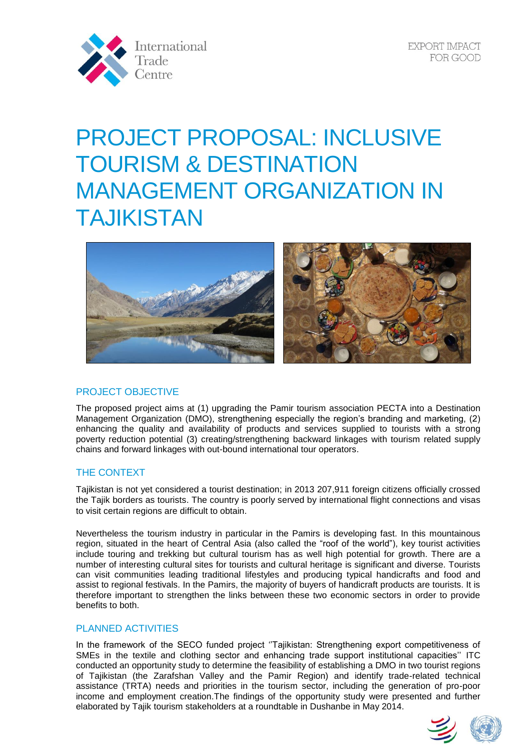# PROJECT PROPOSAL: INCLUSIVE TOURISM & DESTINATION MANAGEMENT ORGANIZATION IN TAJIKISTAN

## PROJECT OBJECTIVE

The proposed project aims at (1) upgrading the Pamir tourism association PECTA into a Destination Management Organization (DMO), strengthening especially the region's branding and marketing, (2) enhancing the quality and availability of products and services supplied to tourists with a strong poverty reduction potential (3) creating/strengthening backward linkages with tourism related supply chains and forward linkages with out-bound international tour operators.

## THE CONTEXT

Tajikistan is not yet considered a tourist destination; in 2013 207,911 foreign citizens officially crossed the Tajik borders as tourists. The country is poorly served by international flight connections and visas to visit certain regions are difficult to obtain.

Nevertheless the tourism industry in particular in the Pamirs is developing fast. In this mountainous region, situated in the heart of Central Asia (also called the "roof of the world"), key tourist activities include touring and trekking but cultural tourism has as well high potential for growth. There are a number of interesting cultural sites for tourists and cultural heritage is significant and diverse. Tourists can visit communities leading traditional lifestyles and producing typical handicrafts and food and assist to regional festivals. In the Pamirs, the majority of buyers of handicraft products are tourists. It is therefore important to strengthen the links between these two economic sectors in order to provide benefits to both.

## PLANNED ACTIVITIES

In the framework of the SECO funded project ''Tajikistan: Strengthening export competitiveness of SMEs in the textile and clothing sector and enhancing trade support institutional capacities'' ITC conducted an opportunity study to determine the feasibility of establishing a DMO in two tourist regions of Tajikistan (the Zarafshan Valley and the Pamir Region) and identify trade-related technical assistance (TRTA) needs and priorities in the tourism sector, including the generation of pro-poor income and employment creation.The findings of the opportunity study were presented and further elaborated by Tajik tourism stakeholders at a roundtable in Dushanbe in May 2014.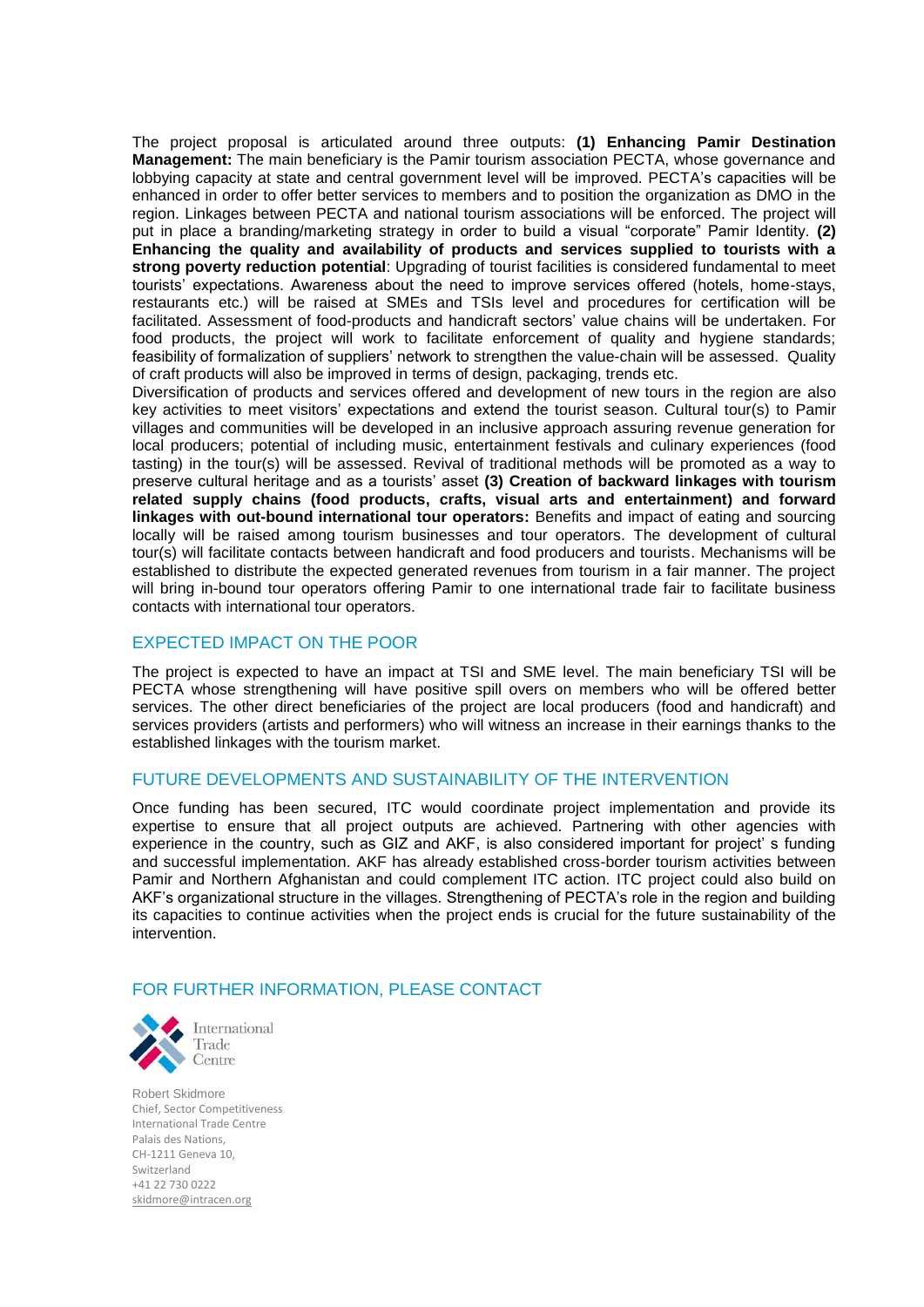The project proposal is articulated around three outputs: **(1) Enhancing Pamir Destination Management:** The main beneficiary is the Pamir tourism association PECTA, whose governance and lobbying capacity at state and central government level will be improved. PECTA's capacities will be enhanced in order to offer better services to members and to position the organization as DMO in the region. Linkages between PECTA and national tourism associations will be enforced. The project will put in place a branding/marketing strategy in order to build a visual "corporate" Pamir Identity. **(2) Enhancing the quality and availability of products and services supplied to tourists with a strong poverty reduction potential**: Upgrading of tourist facilities is considered fundamental to meet tourists' expectations. Awareness about the need to improve services offered (hotels, home-stays, restaurants etc.) will be raised at SMEs and TSIs level and procedures for certification will be facilitated. Assessment of food-products and handicraft sectors' value chains will be undertaken. For food products, the project will work to facilitate enforcement of quality and hygiene standards; feasibility of formalization of suppliers' network to strengthen the value-chain will be assessed. Quality of craft products will also be improved in terms of design, packaging, trends etc.

Diversification of products and services offered and development of new tours in the region are also key activities to meet visitors' expectations and extend the tourist season. Cultural tour(s) to Pamir villages and communities will be developed in an inclusive approach assuring revenue generation for local producers; potential of including music, entertainment festivals and culinary experiences (food tasting) in the tour(s) will be assessed. Revival of traditional methods will be promoted as a way to preserve cultural heritage and as a tourists' asset **(3) Creation of backward linkages with tourism related supply chains (food products, crafts, visual arts and entertainment) and forward linkages with out-bound international tour operators:** Benefits and impact of eating and sourcing locally will be raised among tourism businesses and tour operators. The development of cultural tour(s) will facilitate contacts between handicraft and food producers and tourists. Mechanisms will be established to distribute the expected generated revenues from tourism in a fair manner. The project will bring in-bound tour operators offering Pamir to one international trade fair to facilitate business contacts with international tour operators.

## EXPECTED IMPACT ON THE POOR

The project is expected to have an impact at TSI and SME level. The main beneficiary TSI will be PECTA whose strengthening will have positive spill overs on members who will be offered better services. The other direct beneficiaries of the project are local producers (food and handicraft) and services providers (artists and performers) who will witness an increase in their earnings thanks to the established linkages with the tourism market.

## FUTURE DEVELOPMENTS AND SUSTAINABILITY OF THE INTERVENTION

Once funding has been secured, ITC would coordinate project implementation and provide its expertise to ensure that all project outputs are achieved. Partnering with other agencies with experience in the country, such as GIZ and AKF, is also considered important for project' s funding and successful implementation. AKF has already established cross-border tourism activities between Pamir and Northern Afghanistan and could complement ITC action. ITC project could also build on AKF's organizational structure in the villages. Strengthening of PECTA's role in the region and building its capacities to continue activities when the project ends is crucial for the future sustainability of the intervention.

## FOR FURTHER INFORMATION, PLEASE CONTACT

International Trade Centre

Robert Skidmore
Chief, Sector Competitiveness
International Trade Centre
Palais des Nations,
CH-1211 Geneva 10,
Switzerland
+41 22 730 0222
skidmore@intracen.org